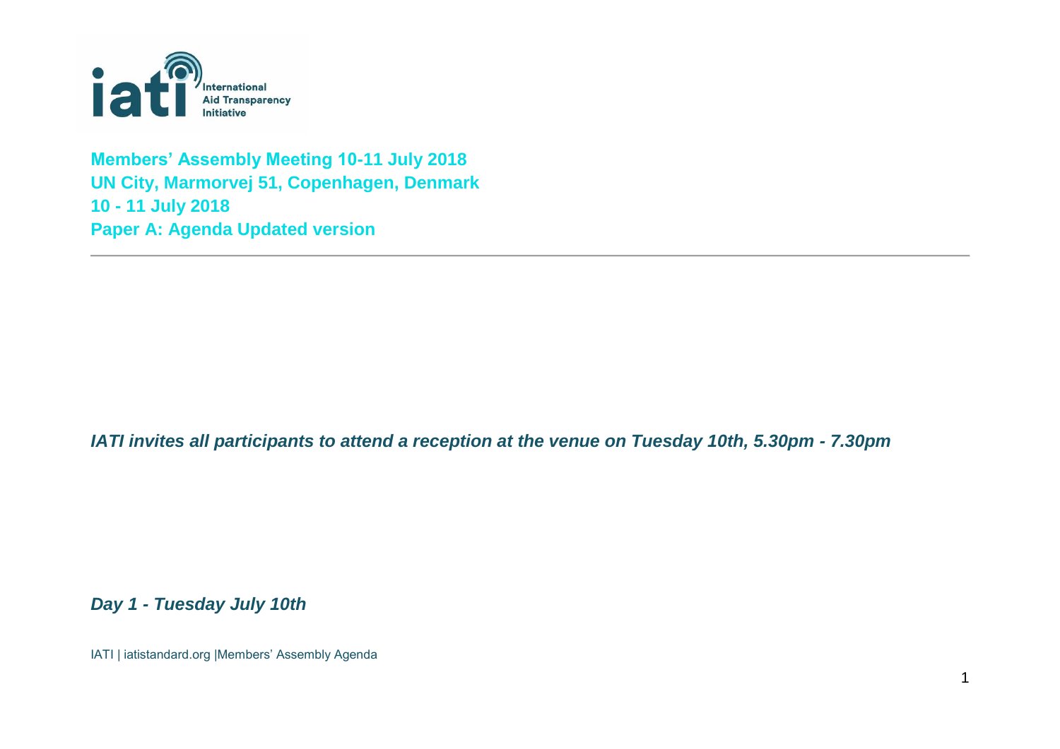**Members' Assembly Meeting 10-11 July 2018**
**UN City, Marmorvej 51, Copenhagen, Denmark**
**10 - 11 July 2018**
**Paper A: Agenda Updated version**

---

***IATI invites all participants to attend a reception at the venue on Tuesday 10th, 5.30pm - 7.30pm***

***Day 1 - Tuesday July 10th***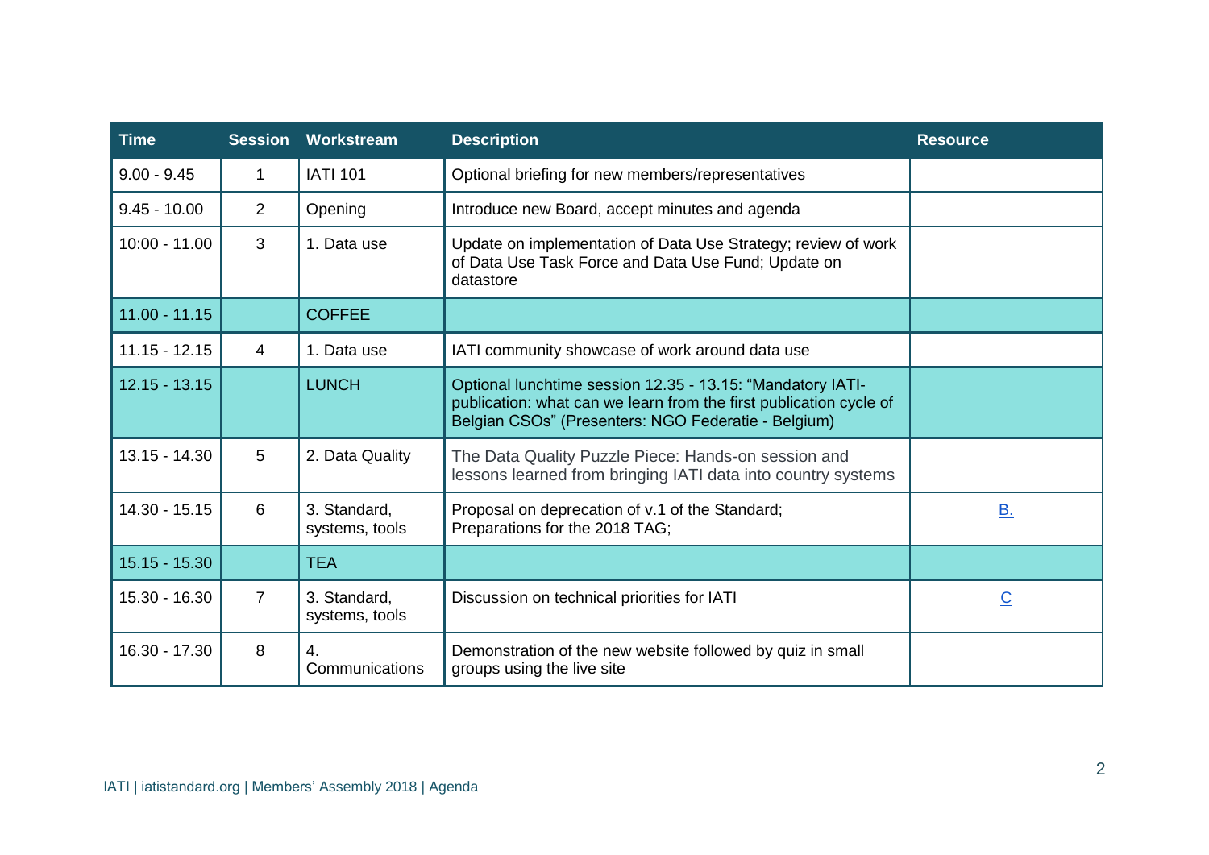| Time | Session | Workstream | Description | Resource |
|---|---|---|---|---|
| 9.00 - 9.45 | 1 | IATI 101 | Optional briefing for new members/representatives | |
| 9.45 - 10.00 | 2 | Opening | Introduce new Board, accept minutes and agenda | |
| 10:00 - 11.00 | 3 | 1. Data use | Update on implementation of Data Use Strategy; review of work of Data Use Task Force and Data Use Fund; Update on datastore | |
| 11.00 - 11.15 | | COFFEE | | |
| 11.15 - 12.15 | 4 | 1. Data use | IATI community showcase of work around data use | |
| 12.15 - 13.15 | | LUNCH | Optional lunchtime session 12.35 - 13.15: "Mandatory IATI-publication: what can we learn from the first publication cycle of Belgian CSOs" (Presenters: NGO Federatie - Belgium) | |
| 13.15 - 14.30 | 5 | 2. Data Quality | The Data Quality Puzzle Piece: Hands-on session and lessons learned from bringing IATI data into country systems | |
| 14.30 - 15.15 | 6 | 3. Standard, systems, tools | Proposal on deprecation of v.1 of the Standard; Preparations for the 2018 TAG; | B. |
| 15.15 - 15.30 | | TEA | | |
| 15.30 - 16.30 | 7 | 3. Standard, systems, tools | Discussion on technical priorities for IATI | C |
| 16.30 - 17.30 | 8 | 4. Communications | Demonstration of the new website followed by quiz in small groups using the live site | |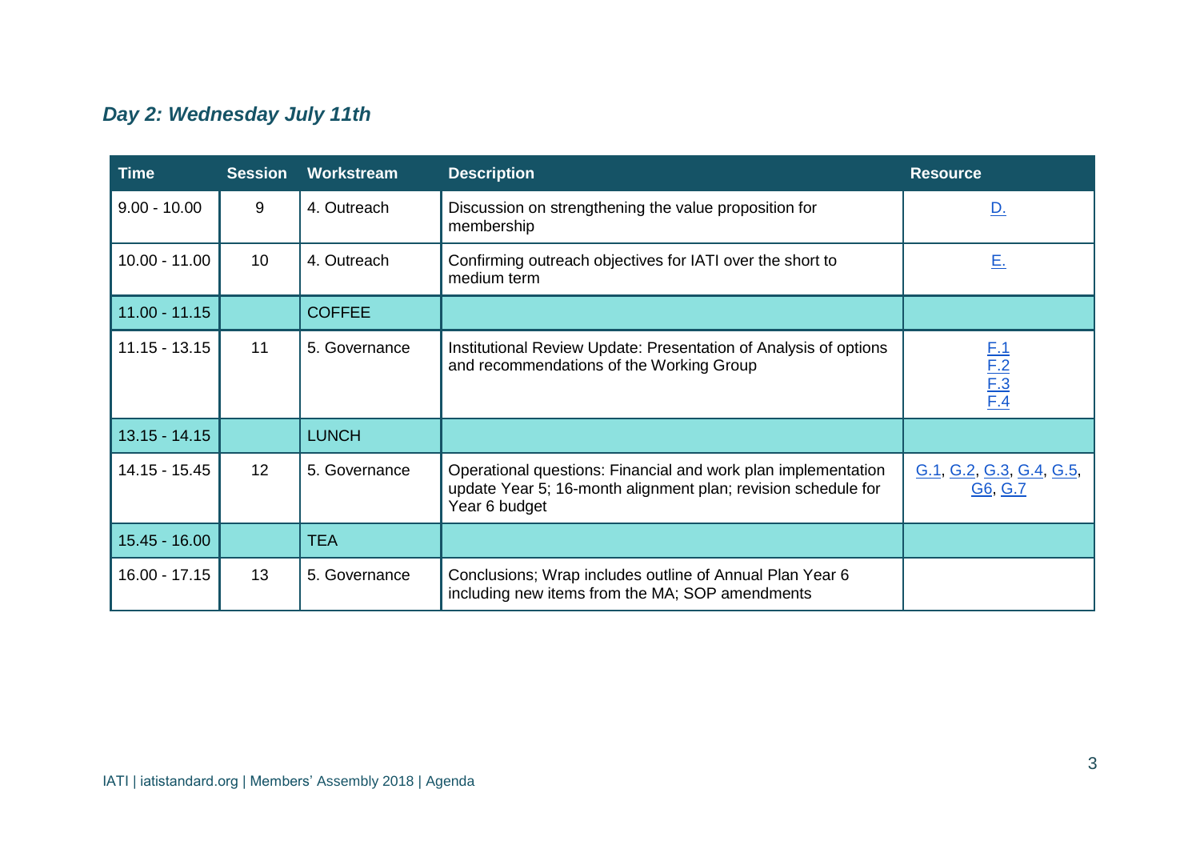### *Day 2: Wednesday July 11th*

| Time | Session | Workstream | Description | Resource |
|---|---|---|---|---|
| 9.00 - 10.00 | 9 | 4. Outreach | Discussion on strengthening the value proposition for membership | D. |
| 10.00 - 11.00 | 10 | 4. Outreach | Confirming outreach objectives for IATI over the short to medium term | E. |
| 11.00 - 11.15 | | COFFEE | | |
| 11.15 - 13.15 | 11 | 5. Governance | Institutional Review Update: Presentation of Analysis of options and recommendations of the Working Group | F.1 F.2 F.3 F.4 |
| 13.15 - 14.15 | | LUNCH | | |
| 14.15 - 15.45 | 12 | 5. Governance | Operational questions: Financial and work plan implementation update Year 5; 16-month alignment plan; revision schedule for Year 6 budget | G.1, G.2, G.3, G.4, G.5, G6, G.7 |
| 15.45 - 16.00 | | TEA | | |
| 16.00 - 17.15 | 13 | 5. Governance | Conclusions; Wrap includes outline of Annual Plan Year 6 including new items from the MA; SOP amendments | |

IATI | iatistandard.org | Members' Assembly 2018 | Agenda